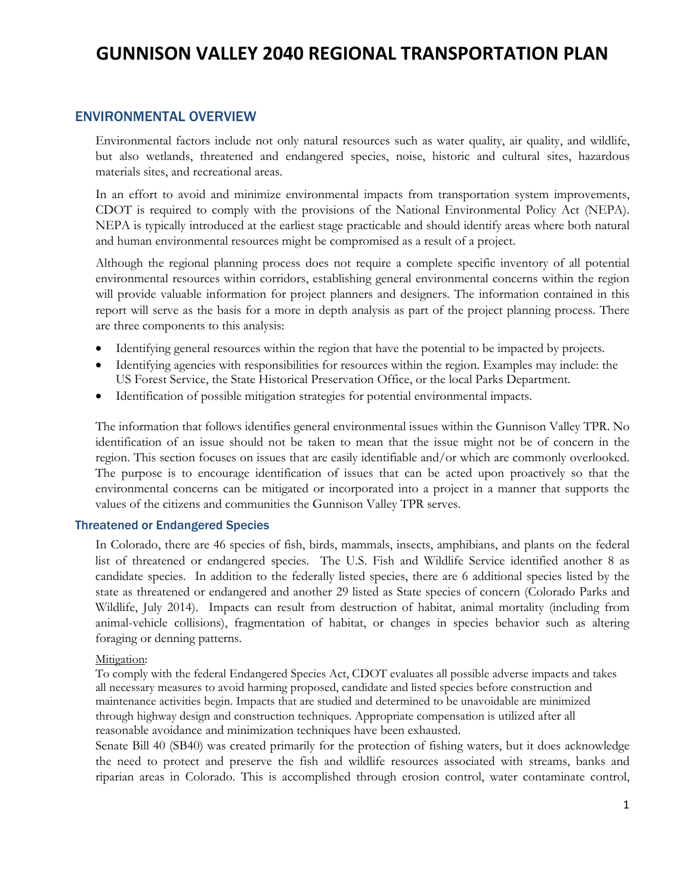# GUNNISON VALLEY 2040 REGIONAL TRANSPORTATION PLAN

## ENVIRONMENTAL OVERVIEW

Environmental factors include not only natural resources such as water quality, air quality, and wildlife, but also wetlands, threatened and endangered species, noise, historic and cultural sites, hazardous materials sites, and recreational areas.

In an effort to avoid and minimize environmental impacts from transportation system improvements, CDOT is required to comply with the provisions of the National Environmental Policy Act (NEPA). NEPA is typically introduced at the earliest stage practicable and should identify areas where both natural and human environmental resources might be compromised as a result of a project.

Although the regional planning process does not require a complete specific inventory of all potential environmental resources within corridors, establishing general environmental concerns within the region will provide valuable information for project planners and designers. The information contained in this report will serve as the basis for a more in depth analysis as part of the project planning process. There are three components to this analysis:

- Identifying general resources within the region that have the potential to be impacted by projects.
- Identifying agencies with responsibilities for resources within the region. Examples may include: the US Forest Service, the State Historical Preservation Office, or the local Parks Department.
- Identification of possible mitigation strategies for potential environmental impacts.

The information that follows identifies general environmental issues within the Gunnison Valley TPR. No identification of an issue should not be taken to mean that the issue might not be of concern in the region. This section focuses on issues that are easily identifiable and/or which are commonly overlooked. The purpose is to encourage identification of issues that can be acted upon proactively so that the environmental concerns can be mitigated or incorporated into a project in a manner that supports the values of the citizens and communities the Gunnison Valley TPR serves.

### Threatened or Endangered Species

In Colorado, there are 46 species of fish, birds, mammals, insects, amphibians, and plants on the federal list of threatened or endangered species. The U.S. Fish and Wildlife Service identified another 8 as candidate species. In addition to the federally listed species, there are 6 additional species listed by the state as threatened or endangered and another 29 listed as State species of concern (Colorado Parks and Wildlife, July 2014). Impacts can result from destruction of habitat, animal mortality (including from animal-vehicle collisions), fragmentation of habitat, or changes in species behavior such as altering foraging or denning patterns.

Mitigation:

To comply with the federal Endangered Species Act, CDOT evaluates all possible adverse impacts and takes all necessary measures to avoid harming proposed, candidate and listed species before construction and maintenance activities begin. Impacts that are studied and determined to be unavoidable are minimized through highway design and construction techniques. Appropriate compensation is utilized after all reasonable avoidance and minimization techniques have been exhausted.

Senate Bill 40 (SB40) was created primarily for the protection of fishing waters, but it does acknowledge the need to protect and preserve the fish and wildlife resources associated with streams, banks and riparian areas in Colorado. This is accomplished through erosion control, water contaminate control,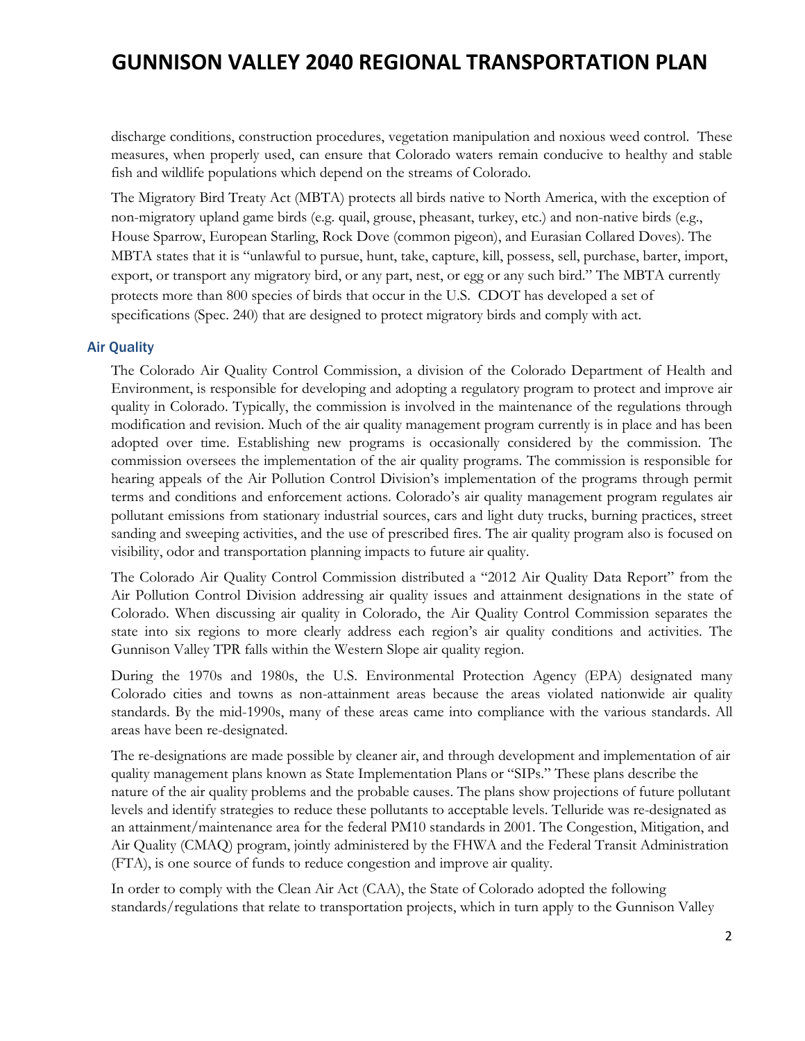discharge conditions, construction procedures, vegetation manipulation and noxious weed control. These measures, when properly used, can ensure that Colorado waters remain conducive to healthy and stable fish and wildlife populations which depend on the streams of Colorado.

The Migratory Bird Treaty Act (MBTA) protects all birds native to North America, with the exception of non-migratory upland game birds (e.g. quail, grouse, pheasant, turkey, etc.) and non-native birds (e.g., House Sparrow, European Starling, Rock Dove (common pigeon), and Eurasian Collared Doves). The MBTA states that it is "unlawful to pursue, hunt, take, capture, kill, possess, sell, purchase, barter, import, export, or transport any migratory bird, or any part, nest, or egg or any such bird." The MBTA currently protects more than 800 species of birds that occur in the U.S. CDOT has developed a set of specifications (Spec. 240) that are designed to protect migratory birds and comply with act.

### Air Quality

The Colorado Air Quality Control Commission, a division of the Colorado Department of Health and Environment, is responsible for developing and adopting a regulatory program to protect and improve air quality in Colorado. Typically, the commission is involved in the maintenance of the regulations through modification and revision. Much of the air quality management program currently is in place and has been adopted over time. Establishing new programs is occasionally considered by the commission. The commission oversees the implementation of the air quality programs. The commission is responsible for hearing appeals of the Air Pollution Control Division's implementation of the programs through permit terms and conditions and enforcement actions. Colorado's air quality management program regulates air pollutant emissions from stationary industrial sources, cars and light duty trucks, burning practices, street sanding and sweeping activities, and the use of prescribed fires. The air quality program also is focused on visibility, odor and transportation planning impacts to future air quality.

The Colorado Air Quality Control Commission distributed a "2012 Air Quality Data Report" from the Air Pollution Control Division addressing air quality issues and attainment designations in the state of Colorado. When discussing air quality in Colorado, the Air Quality Control Commission separates the state into six regions to more clearly address each region's air quality conditions and activities. The Gunnison Valley TPR falls within the Western Slope air quality region.

During the 1970s and 1980s, the U.S. Environmental Protection Agency (EPA) designated many Colorado cities and towns as non-attainment areas because the areas violated nationwide air quality standards. By the mid-1990s, many of these areas came into compliance with the various standards. All areas have been re-designated.

The re-designations are made possible by cleaner air, and through development and implementation of air quality management plans known as State Implementation Plans or "SIPs." These plans describe the nature of the air quality problems and the probable causes. The plans show projections of future pollutant levels and identify strategies to reduce these pollutants to acceptable levels. Telluride was re-designated as an attainment/maintenance area for the federal PM10 standards in 2001. The Congestion, Mitigation, and Air Quality (CMAQ) program, jointly administered by the FHWA and the Federal Transit Administration (FTA), is one source of funds to reduce congestion and improve air quality.

In order to comply with the Clean Air Act (CAA), the State of Colorado adopted the following standards/regulations that relate to transportation projects, which in turn apply to the Gunnison Valley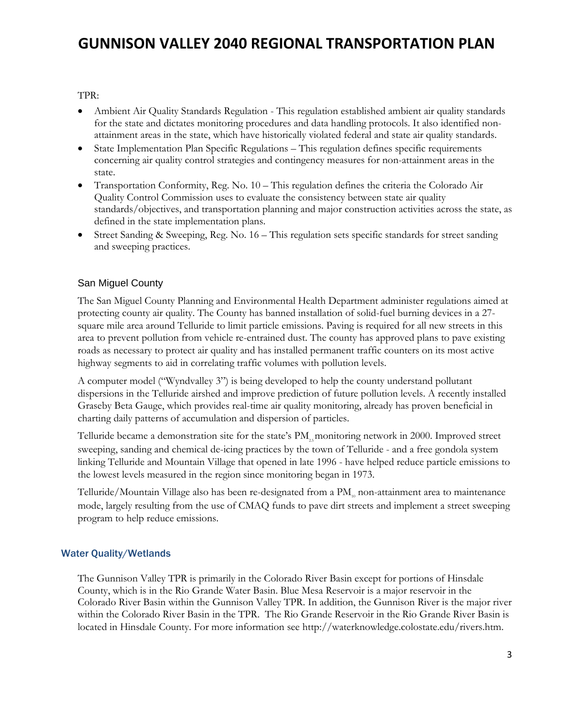TPR:

- Ambient Air Quality Standards Regulation - This regulation established ambient air quality standards for the state and dictates monitoring procedures and data handling protocols. It also identified non-attainment areas in the state, which have historically violated federal and state air quality standards.
- State Implementation Plan Specific Regulations – This regulation defines specific requirements concerning air quality control strategies and contingency measures for non-attainment areas in the state.
- Transportation Conformity, Reg. No. 10 – This regulation defines the criteria the Colorado Air Quality Control Commission uses to evaluate the consistency between state air quality standards/objectives, and transportation planning and major construction activities across the state, as defined in the state implementation plans.
- Street Sanding & Sweeping, Reg. No. 16 – This regulation sets specific standards for street sanding and sweeping practices.

### San Miguel County

The San Miguel County Planning and Environmental Health Department administer regulations aimed at protecting county air quality. The County has banned installation of solid-fuel burning devices in a 27-square mile area around Telluride to limit particle emissions. Paving is required for all new streets in this area to prevent pollution from vehicle re-entrained dust. The county has approved plans to pave existing roads as necessary to protect air quality and has installed permanent traffic counters on its most active highway segments to aid in correlating traffic volumes with pollution levels.

A computer model ("Wyndvalley 3") is being developed to help the county understand pollutant dispersions in the Telluride airshed and improve prediction of future pollution levels. A recently installed Graseby Beta Gauge, which provides real-time air quality monitoring, already has proven beneficial in charting daily patterns of accumulation and dispersion of particles.

Telluride became a demonstration site for the state's $PM_{2.5}$ monitoring network in 2000. Improved street sweeping, sanding and chemical de-icing practices by the town of Telluride - and a free gondola system linking Telluride and Mountain Village that opened in late 1996 - have helped reduce particle emissions to the lowest levels measured in the region since monitoring began in 1973.

Telluride/Mountain Village also has been re-designated from a $PM_{10}$ non-attainment area to maintenance mode, largely resulting from the use of CMAQ funds to pave dirt streets and implement a street sweeping program to help reduce emissions.

## Water Quality/Wetlands

The Gunnison Valley TPR is primarily in the Colorado River Basin except for portions of Hinsdale County, which is in the Rio Grande Water Basin. Blue Mesa Reservoir is a major reservoir in the Colorado River Basin within the Gunnison Valley TPR. In addition, the Gunnison River is the major river within the Colorado River Basin in the TPR. The Rio Grande Reservoir in the Rio Grande River Basin is located in Hinsdale County. For more information see http://waterknowledge.colostate.edu/rivers.htm.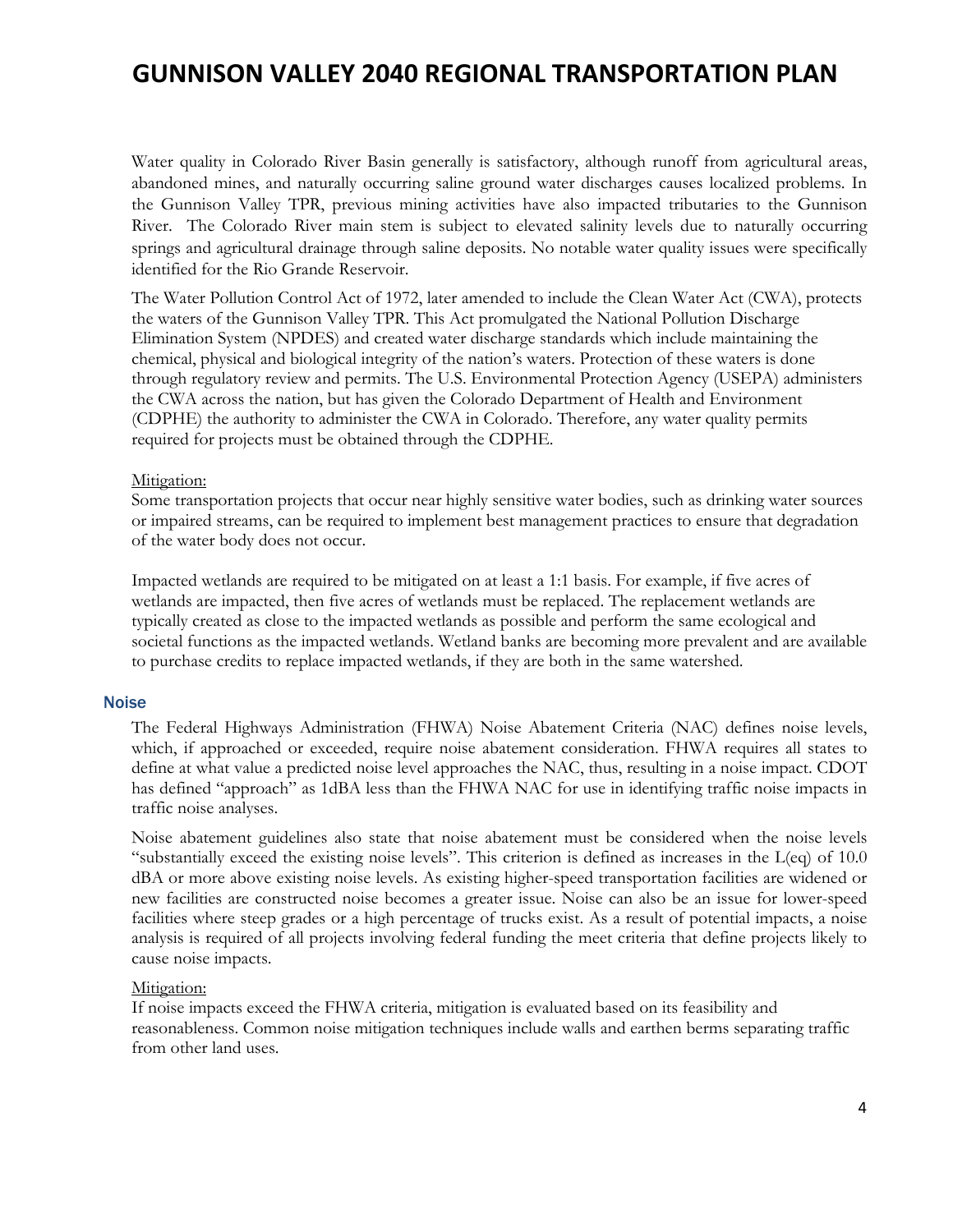Water quality in Colorado River Basin generally is satisfactory, although runoff from agricultural areas, abandoned mines, and naturally occurring saline ground water discharges causes localized problems. In the Gunnison Valley TPR, previous mining activities have also impacted tributaries to the Gunnison River. The Colorado River main stem is subject to elevated salinity levels due to naturally occurring springs and agricultural drainage through saline deposits. No notable water quality issues were specifically identified for the Rio Grande Reservoir.

The Water Pollution Control Act of 1972, later amended to include the Clean Water Act (CWA), protects the waters of the Gunnison Valley TPR. This Act promulgated the National Pollution Discharge Elimination System (NPDES) and created water discharge standards which include maintaining the chemical, physical and biological integrity of the nation's waters. Protection of these waters is done through regulatory review and permits. The U.S. Environmental Protection Agency (USEPA) administers the CWA across the nation, but has given the Colorado Department of Health and Environment (CDPHE) the authority to administer the CWA in Colorado. Therefore, any water quality permits required for projects must be obtained through the CDPHE.

Mitigation:

Some transportation projects that occur near highly sensitive water bodies, such as drinking water sources or impaired streams, can be required to implement best management practices to ensure that degradation of the water body does not occur.

Impacted wetlands are required to be mitigated on at least a 1:1 basis. For example, if five acres of wetlands are impacted, then five acres of wetlands must be replaced. The replacement wetlands are typically created as close to the impacted wetlands as possible and perform the same ecological and societal functions as the impacted wetlands. Wetland banks are becoming more prevalent and are available to purchase credits to replace impacted wetlands, if they are both in the same watershed.

### Noise

The Federal Highways Administration (FHWA) Noise Abatement Criteria (NAC) defines noise levels, which, if approached or exceeded, require noise abatement consideration. FHWA requires all states to define at what value a predicted noise level approaches the NAC, thus, resulting in a noise impact. CDOT has defined "approach" as 1dBA less than the FHWA NAC for use in identifying traffic noise impacts in traffic noise analyses.

Noise abatement guidelines also state that noise abatement must be considered when the noise levels "substantially exceed the existing noise levels". This criterion is defined as increases in the L(eq) of 10.0 dBA or more above existing noise levels. As existing higher-speed transportation facilities are widened or new facilities are constructed noise becomes a greater issue. Noise can also be an issue for lower-speed facilities where steep grades or a high percentage of trucks exist. As a result of potential impacts, a noise analysis is required of all projects involving federal funding the meet criteria that define projects likely to cause noise impacts.

Mitigation:

If noise impacts exceed the FHWA criteria, mitigation is evaluated based on its feasibility and reasonableness. Common noise mitigation techniques include walls and earthen berms separating traffic from other land uses.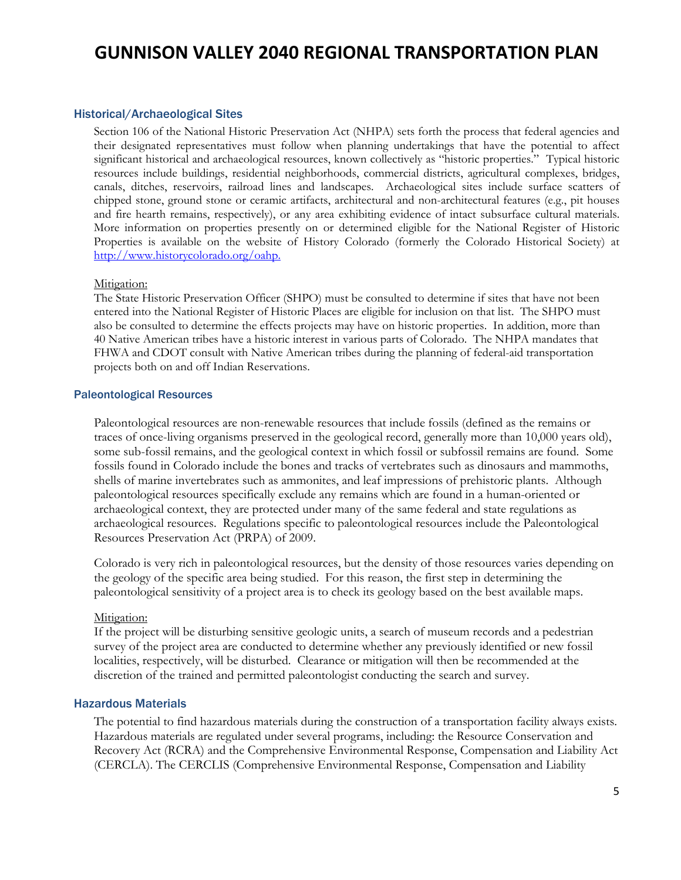## Historical/Archaeological Sites

Section 106 of the National Historic Preservation Act (NHPA) sets forth the process that federal agencies and their designated representatives must follow when planning undertakings that have the potential to affect significant historical and archaeological resources, known collectively as "historic properties." Typical historic resources include buildings, residential neighborhoods, commercial districts, agricultural complexes, bridges, canals, ditches, reservoirs, railroad lines and landscapes. Archaeological sites include surface scatters of chipped stone, ground stone or ceramic artifacts, architectural and non-architectural features (e.g., pit houses and fire hearth remains, respectively), or any area exhibiting evidence of intact subsurface cultural materials. More information on properties presently on or determined eligible for the National Register of Historic Properties is available on the website of History Colorado (formerly the Colorado Historical Society) at [http://www.historycolorado.org/oahp.](http://www.historycolorado.org/oahp)

Mitigation:

The State Historic Preservation Officer (SHPO) must be consulted to determine if sites that have not been entered into the National Register of Historic Places are eligible for inclusion on that list. The SHPO must also be consulted to determine the effects projects may have on historic properties. In addition, more than 40 Native American tribes have a historic interest in various parts of Colorado. The NHPA mandates that FHWA and CDOT consult with Native American tribes during the planning of federal-aid transportation projects both on and off Indian Reservations.

## Paleontological Resources

Paleontological resources are non-renewable resources that include fossils (defined as the remains or traces of once-living organisms preserved in the geological record, generally more than 10,000 years old), some sub-fossil remains, and the geological context in which fossil or subfossil remains are found. Some fossils found in Colorado include the bones and tracks of vertebrates such as dinosaurs and mammoths, shells of marine invertebrates such as ammonites, and leaf impressions of prehistoric plants. Although paleontological resources specifically exclude any remains which are found in a human-oriented or archaeological context, they are protected under many of the same federal and state regulations as archaeological resources. Regulations specific to paleontological resources include the Paleontological Resources Preservation Act (PRPA) of 2009.

Colorado is very rich in paleontological resources, but the density of those resources varies depending on the geology of the specific area being studied. For this reason, the first step in determining the paleontological sensitivity of a project area is to check its geology based on the best available maps.

Mitigation:

If the project will be disturbing sensitive geologic units, a search of museum records and a pedestrian survey of the project area are conducted to determine whether any previously identified or new fossil localities, respectively, will be disturbed. Clearance or mitigation will then be recommended at the discretion of the trained and permitted paleontologist conducting the search and survey.

## Hazardous Materials

The potential to find hazardous materials during the construction of a transportation facility always exists. Hazardous materials are regulated under several programs, including: the Resource Conservation and Recovery Act (RCRA) and the Comprehensive Environmental Response, Compensation and Liability Act (CERCLA). The CERCLIS (Comprehensive Environmental Response, Compensation and Liability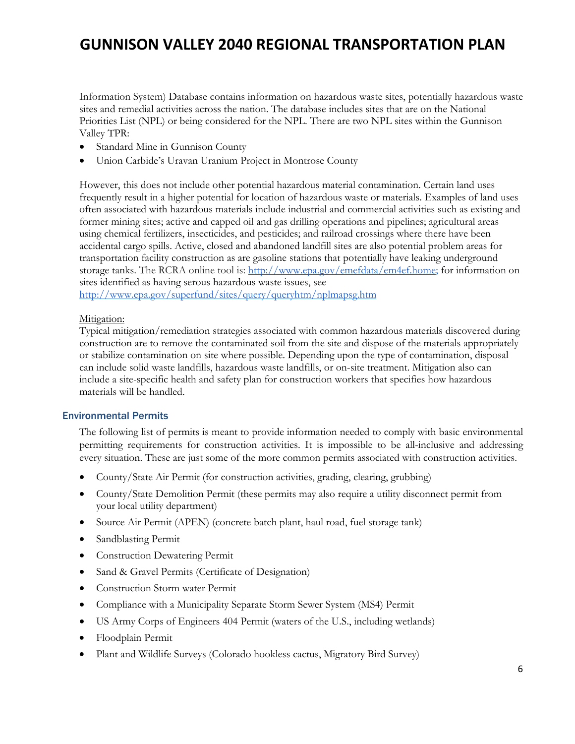Information System) Database contains information on hazardous waste sites, potentially hazardous waste sites and remedial activities across the nation. The database includes sites that are on the National Priorities List (NPL) or being considered for the NPL. There are two NPL sites within the Gunnison Valley TPR:

- Standard Mine in Gunnison County
- Union Carbide's Uravan Uranium Project in Montrose County

However, this does not include other potential hazardous material contamination. Certain land uses frequently result in a higher potential for location of hazardous waste or materials. Examples of land uses often associated with hazardous materials include industrial and commercial activities such as existing and former mining sites; active and capped oil and gas drilling operations and pipelines; agricultural areas using chemical fertilizers, insecticides, and pesticides; and railroad crossings where there have been accidental cargo spills. Active, closed and abandoned landfill sites are also potential problem areas for transportation facility construction as are gasoline stations that potentially have leaking underground storage tanks. The RCRA online tool is: http://www.epa.gov/emefdata/em4ef.home; for information on sites identified as having serous hazardous waste issues, see http://www.epa.gov/superfund/sites/query/queryhtm/nplmapsg.htm

Mitigation:
Typical mitigation/remediation strategies associated with common hazardous materials discovered during construction are to remove the contaminated soil from the site and dispose of the materials appropriately or stabilize contamination on site where possible. Depending upon the type of contamination, disposal can include solid waste landfills, hazardous waste landfills, or on-site treatment. Mitigation also can include a site-specific health and safety plan for construction workers that specifies how hazardous materials will be handled.

## Environmental Permits

The following list of permits is meant to provide information needed to comply with basic environmental permitting requirements for construction activities. It is impossible to be all-inclusive and addressing every situation. These are just some of the more common permits associated with construction activities.

- County/State Air Permit (for construction activities, grading, clearing, grubbing)
- County/State Demolition Permit (these permits may also require a utility disconnect permit from your local utility department)
- Source Air Permit (APEN) (concrete batch plant, haul road, fuel storage tank)
- Sandblasting Permit
- Construction Dewatering Permit
- Sand & Gravel Permits (Certificate of Designation)
- Construction Storm water Permit
- Compliance with a Municipality Separate Storm Sewer System (MS4) Permit
- US Army Corps of Engineers 404 Permit (waters of the U.S., including wetlands)
- Floodplain Permit
- Plant and Wildlife Surveys (Colorado hookless cactus, Migratory Bird Survey)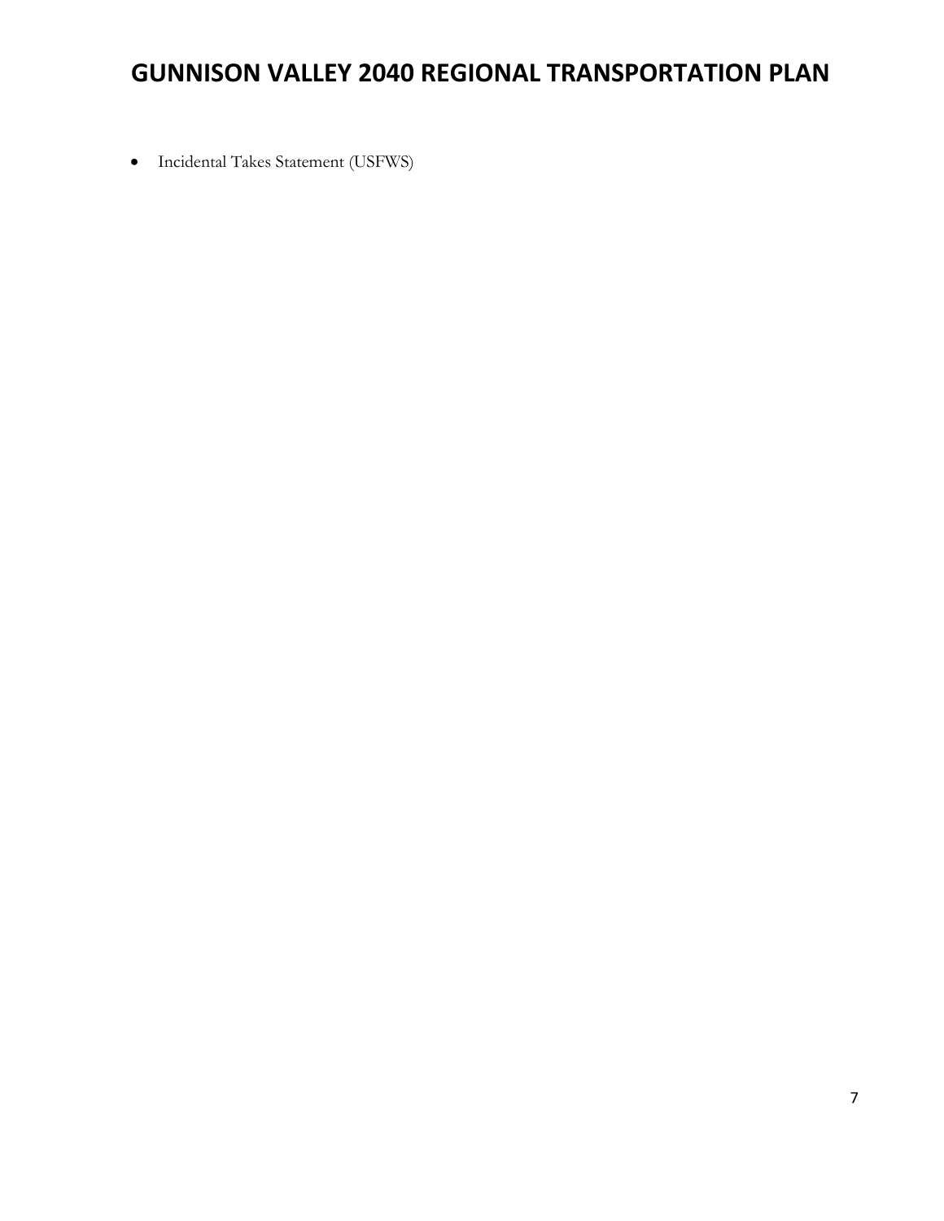- Incidental Takes Statement (USFWS)